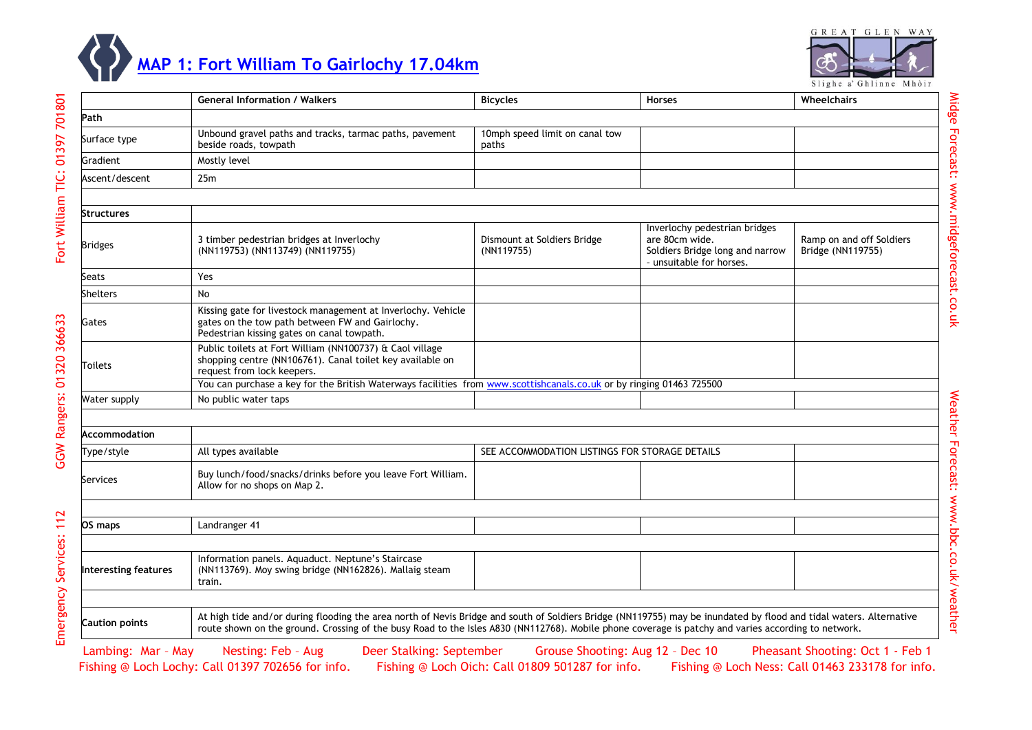# MAP 1: Fort William To Gairlochy 17.04km

GREAT GLEN WAY
Slighe a' Ghlinne Mhòir

| | General Information / Walkers | Bicycles | Horses | Wheelchairs |
|---|---|---|---|---|
| **Path** | | | | |
| Surface type | Unbound gravel paths and tracks, tarmac paths, pavement beside roads, towpath | 10mph speed limit on canal tow paths | | |
| Gradient | Mostly level | | | |
| Ascent/descent | 25m | | | |
| | | | | |
| **Structures** | | | | |
| Bridges | 3 timber pedestrian bridges at Inverlochy (NN119753) (NN113749) (NN119755) | Dismount at Soldiers Bridge (NN119755) | Inverlochy pedestrian bridges are 80cm wide. Soldiers Bridge long and narrow - unsuitable for horses. | Ramp on and off Soldiers Bridge (NN119755) |
| Seats | Yes | | | |
| Shelters | No | | | |
| Gates | Kissing gate for livestock management at Inverlochy. Vehicle gates on the tow path between FW and Gairlochy. Pedestrian kissing gates on canal towpath. | | | |
| Toilets | Public toilets at Fort William (NN100737) & Caol village shopping centre (NN106761). Canal toilet key available on request from lock keepers. You can purchase a key for the British Waterways facilities from www.scottishcanals.co.uk or by ringing 01463 725500 | | | |
| Water supply | No public water taps | | | |
| | | | | |
| **Accommodation** | | | | |
| Type/style | All types available | SEE ACCOMMODATION LISTINGS FOR STORAGE DETAILS | | |
| Services | Buy lunch/food/snacks/drinks before you leave Fort William. Allow for no shops on Map 2. | | | |
| | | | | |
| **OS maps** | Landranger 41 | | | |
| | | | | |
| **Interesting features** | Information panels. Aquaduct. Neptune's Staircase (NN113769). Moy swing bridge (NN162826). Mallaig steam train. | | | |
| | | | | |
| **Caution points** | At high tide and/or during flooding the area north of Nevis Bridge and south of Soldiers Bridge (NN119755) may be inundated by flood and tidal waters. Alternative route shown on the ground. Crossing of the busy Road to the Isles A830 (NN112768). Mobile phone coverage is patchy and varies according to network. | | | |

Lambing: Mar – May  Nesting: Feb – Aug  Deer Stalking: September  Grouse Shooting: Aug 12 – Dec 10  Pheasant Shooting: Oct 1 - Feb 1

Fishing @ Loch Lochy: Call 01397 702656 for info.  Fishing @ Loch Oich: Call 01809 501287 for info.  Fishing @ Loch Ness: Call 01463 233178 for info.

Fort William TIC: 01397 701801  GGW Rangers: 01320 366633  Emergency Services: 112

Midge Forecast: www.midgeforecast.co.uk  Weather Forecast: www.bbc.co.uk/weather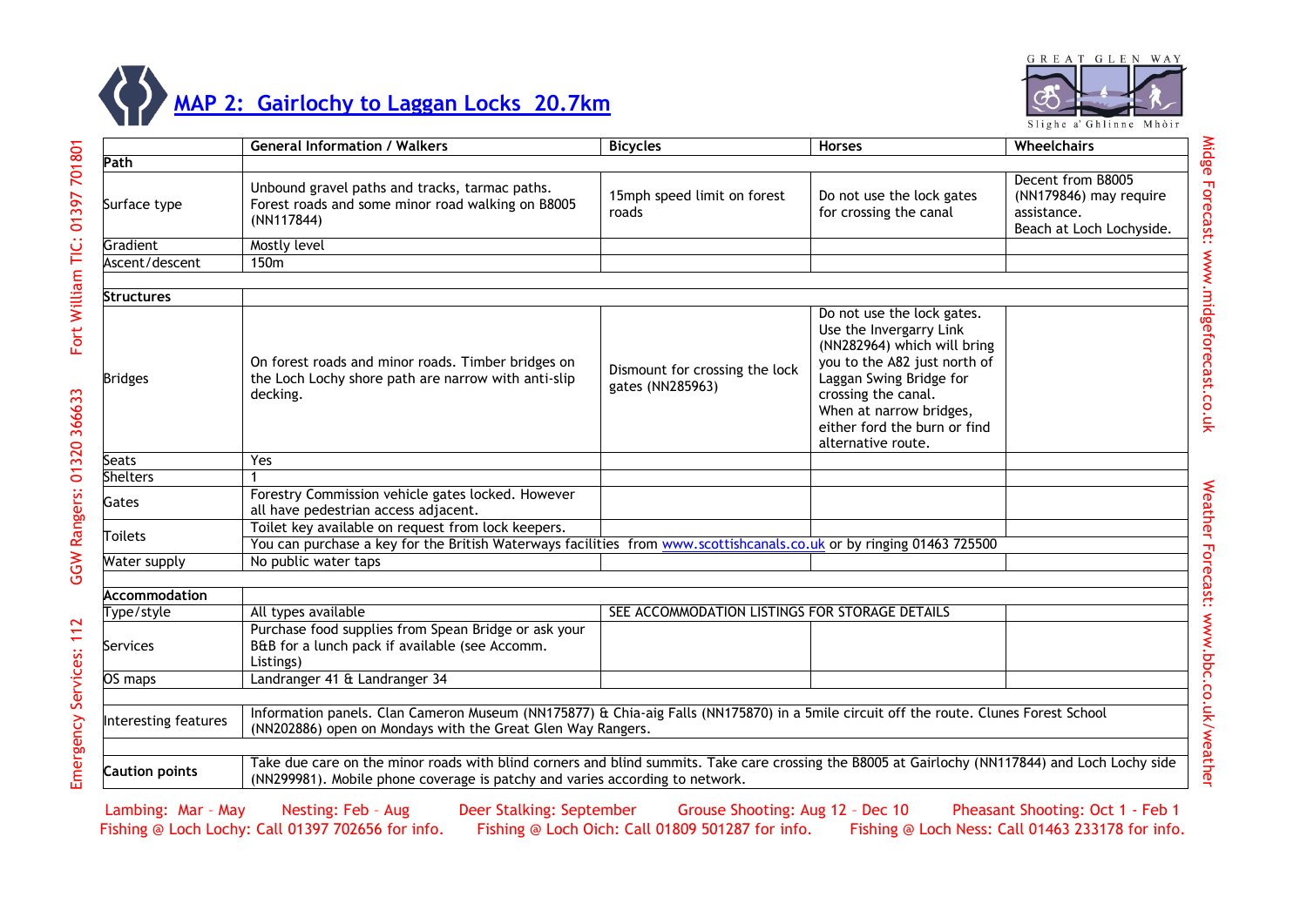# MAP 2: Gairlochy to Laggan Locks 20.7km

GREAT GLEN WAY

Slighe a' Ghlinne Mhòir

| | General Information / Walkers | Bicycles | Horses | Wheelchairs |
|---|---|---|---|---|
| **Path** | | | | |
| Surface type | Unbound gravel paths and tracks, tarmac paths. Forest roads and some minor road walking on B8005 (NN117844) | 15mph speed limit on forest roads | Do not use the lock gates for crossing the canal | Decent from B8005 (NN179846) may require assistance. Beach at Loch Lochyside. |
| Gradient | Mostly level | | | |
| Ascent/descent | 150m | | | |
| | | | | |
| **Structures** | | | | |
| Bridges | On forest roads and minor roads. Timber bridges on the Loch Lochy shore path are narrow with anti-slip decking. | Dismount for crossing the lock gates (NN285963) | Do not use the lock gates. Use the Invergarry Link (NN282964) which will bring you to the A82 just north of Laggan Swing Bridge for crossing the canal. When at narrow bridges, either ford the burn or find alternative route. | |
| Seats | Yes | | | |
| Shelters | 1 | | | |
| Gates | Forestry Commission vehicle gates locked. However all have pedestrian access adjacent. | | | |
| Toilets | Toilet key available on request from lock keepers. | | | |
| | You can purchase a key for the British Waterways facilities from www.scottishcanals.co.uk or by ringing 01463 725500 | | | |
| Water supply | No public water taps | | | |
| | | | | |
| **Accommodation** | | | | |
| Type/style | All types available | SEE ACCOMMODATION LISTINGS FOR STORAGE DETAILS | | |
| Services | Purchase food supplies from Spean Bridge or ask your B&B for a lunch pack if available (see Accomm. Listings) | | | |
| OS maps | Landranger 41 & Landranger 34 | | | |
| | | | | |
| Interesting features | Information panels. Clan Cameron Museum (NN175877) & Chia-aig Falls (NN175870) in a 5mile circuit off the route. Clunes Forest School (NN202886) open on Mondays with the Great Glen Way Rangers. | | | |
| | | | | |
| **Caution points** | Take due care on the minor roads with blind corners and blind summits. Take care crossing the B8005 at Gairlochy (NN117844) and Loch Lochy side (NN299981). Mobile phone coverage is patchy and varies according to network. | | | |

Lambing: Mar – May  Nesting: Feb – Aug  Deer Stalking: September  Grouse Shooting: Aug 12 – Dec 10  Pheasant Shooting: Oct 1 - Feb 1

Fishing @ Loch Lochy: Call 01397 702656 for info.  Fishing @ Loch Oich: Call 01809 501287 for info.  Fishing @ Loch Ness: Call 01463 233178 for info.

Emergency Services: 112  GGW Rangers: 01320 366633  Fort William TIC: 01397 701801

Midge Forecast: www.midgeforecast.co.uk  Weather Forecast: www.bbc.co.uk/weather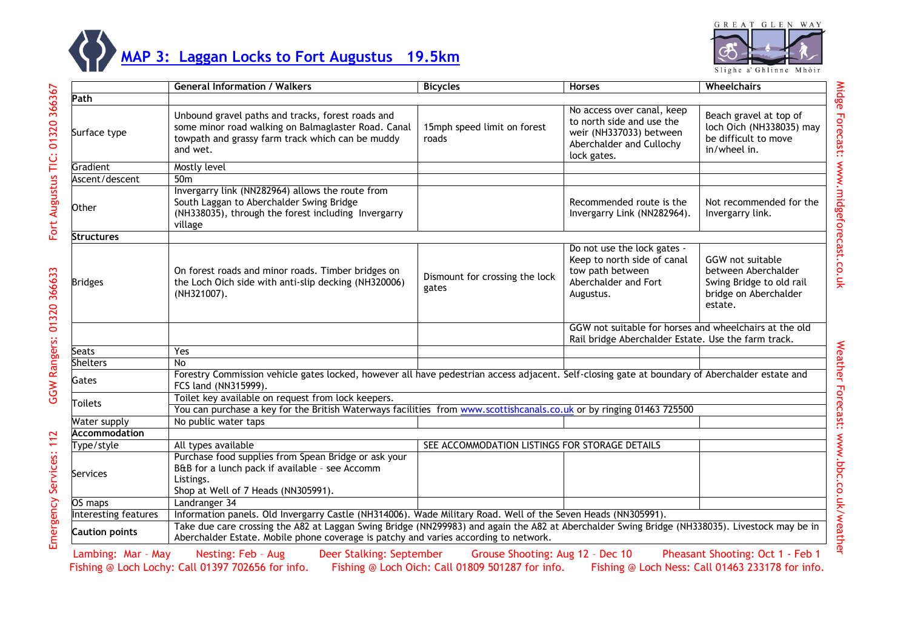# MAP 3: Laggan Locks to Fort Augustus 19.5km

GREAT GLEN WAY

Slighe a' Ghlinne Mhòir

| Path | General Information / Walkers | Bicycles | Horses | Wheelchairs |
|---|---|---|---|---|
| **Path** | | | | |
| Surface type | Unbound gravel paths and tracks, forest roads and some minor road walking on Balmaglaster Road. Canal towpath and grassy farm track which can be muddy and wet. | 15mph speed limit on forest roads | No access over canal, keep to north side and use the weir (NH337033) between Aberchalder and Cullochy lock gates. | Beach gravel at top of loch Oich (NH338035) may be difficult to move in/wheel in. |
| Gradient | Mostly level | | | |
| Ascent/descent | 50m | | | |
| Other | Invergarry link (NN282964) allows the route from South Laggan to Aberchalder Swing Bridge (NH338035), through the forest including Invergarry village | | Recommended route is the Invergarry Link (NN282964). | Not recommended for the Invergarry link. |
| **Structures** | | | | |
| Bridges | On forest roads and minor roads. Timber bridges on the Loch Oich side with anti-slip decking (NH320006) (NH321007). | Dismount for crossing the lock gates | Do not use the lock gates - Keep to north side of canal tow path between Aberchalder and Fort Augustus. | GGW not suitable between Aberchalder Swing Bridge to old rail bridge on Aberchalder estate. |
| | | | GGW not suitable for horses and wheelchairs at the old Rail bridge Aberchalder Estate. Use the farm track. | |
| Seats | Yes | | | |
| Shelters | No | | | |
| Gates | Forestry Commission vehicle gates locked, however all have pedestrian access adjacent. Self-closing gate at boundary of Aberchalder estate and FCS land (NN315999). | | | |
| Toilets | Toilet key available on request from lock keepers. You can purchase a key for the British Waterways facilities from www.scottishcanals.co.uk or by ringing 01463 725500 | | | |
| Water supply | No public water taps | | | |
| **Accommodation** | | | | |
| Type/style | All types available | SEE ACCOMMODATION LISTINGS FOR STORAGE DETAILS | | |
| Services | Purchase food supplies from Spean Bridge or ask your B&B for a lunch pack if available - see Accomm Listings. Shop at Well of 7 Heads (NN305991). | | | |
| OS maps | Landranger 34 | | | |
| Interesting features | Information panels. Old Invergarry Castle (NH314006). Wade Military Road. Well of the Seven Heads (NN305991). | | | |
| **Caution points** | Take due care crossing the A82 at Laggan Swing Bridge (NN299983) and again the A82 at Aberchalder Swing Bridge (NH338035). Livestock may be in Aberchalder Estate. Mobile phone coverage is patchy and varies according to network. | | | |

Lambing: Mar – May Nesting: Feb – Aug Deer Stalking: September Grouse Shooting: Aug 12 – Dec 10 Pheasant Shooting: Oct 1 - Feb 1

Fishing @ Loch Lochy: Call 01397 702656 for info. Fishing @ Loch Oich: Call 01809 501287 for info. Fishing @ Loch Ness: Call 01463 233178 for info.

Fort Augustus TIC: 01320 366367 GGW Rangers: 01320 366633 Emergency Services: 112

Midge Forecast: www.midgeforecast.co.uk Weather Forecast: www.bbc.co.uk/weather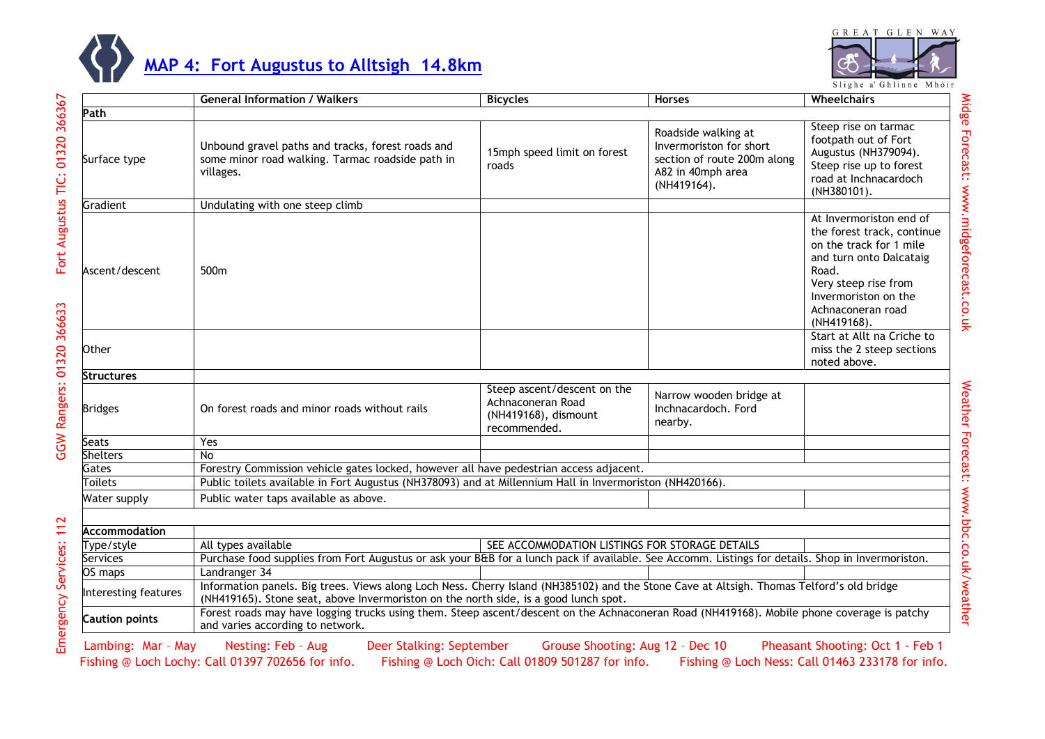# MAP 4: Fort Augustus to Alltsigh 14.8km

| | General Information / Walkers | Bicycles | Horses | Wheelchairs |
|---|---|---|---|---|
| **Path** | | | | |
| Surface type | Unbound gravel paths and tracks, forest roads and some minor road walking. Tarmac roadside path in villages. | 15mph speed limit on forest roads | Roadside walking at Invermoriston for short section of route 200m along A82 in 40mph area (NH419164). | Steep rise on tarmac footpath out of Fort Augustus (NH379094). Steep rise up to forest road at Inchnacardoch (NH380101). |
| Gradient | Undulating with one steep climb | | | |
| Ascent/descent | 500m | | | At Invermoriston end of the forest track, continue on the track for 1 mile and turn onto Dalcataig Road. Very steep rise from Invermoriston on the Achnaconeran road (NH419168). |
| Other | | | | Start at Allt na Criche to miss the 2 steep sections noted above. |
| **Structures** | | | | |
| Bridges | On forest roads and minor roads without rails | Steep ascent/descent on the Achnaconeran Road (NH419168), dismount recommended. | Narrow wooden bridge at Inchnacardoch. Ford nearby. | |
| Seats | Yes | | | |
| Shelters | No | | | |
| Gates | Forestry Commission vehicle gates locked, however all have pedestrian access adjacent. | | | |
| Toilets | Public toilets available in Fort Augustus (NH378093) and at Millennium Hall in Invermoriston (NH420166). | | | |
| Water supply | Public water taps available as above. | | | |
| | | | | |
| **Accommodation** | | | | |
| Type/style | All types available | SEE ACCOMMODATION LISTINGS FOR STORAGE DETAILS | | |
| Services | Purchase food supplies from Fort Augustus or ask your B&B for a lunch pack if available. See Accomm. Listings for details. Shop in Invermoriston. | | | |
| OS maps | Landranger 34 | | | |
| Interesting features | Information panels. Big trees. Views along Loch Ness. Cherry Island (NH385102) and the Stone Cave at Altsigh. Thomas Telford's old bridge (NH419165). Stone seat, above Invermoriston on the north side, is a good lunch spot. | | | |
| **Caution points** | Forest roads may have logging trucks using them. Steep ascent/descent on the Achnaconeran Road (NH419168). Mobile phone coverage is patchy and varies according to network. | | | |

Lambing: Mar – May   Nesting: Feb – Aug   Deer Stalking: September   Grouse Shooting: Aug 12 – Dec 10   Pheasant Shooting: Oct 1 - Feb 1

Fishing @ Loch Lochy: Call 01397 702656 for info.   Fishing @ Loch Oich: Call 01809 501287 for info.   Fishing @ Loch Ness: Call 01463 233178 for info.

Fort Augustus TIC: 01320 366367   GGW Rangers: 01320 366633   Emergency Services: 112

Midge Forecast: www.midgeforecast.co.uk   Weather Forecast: www.bbc.co.uk/weather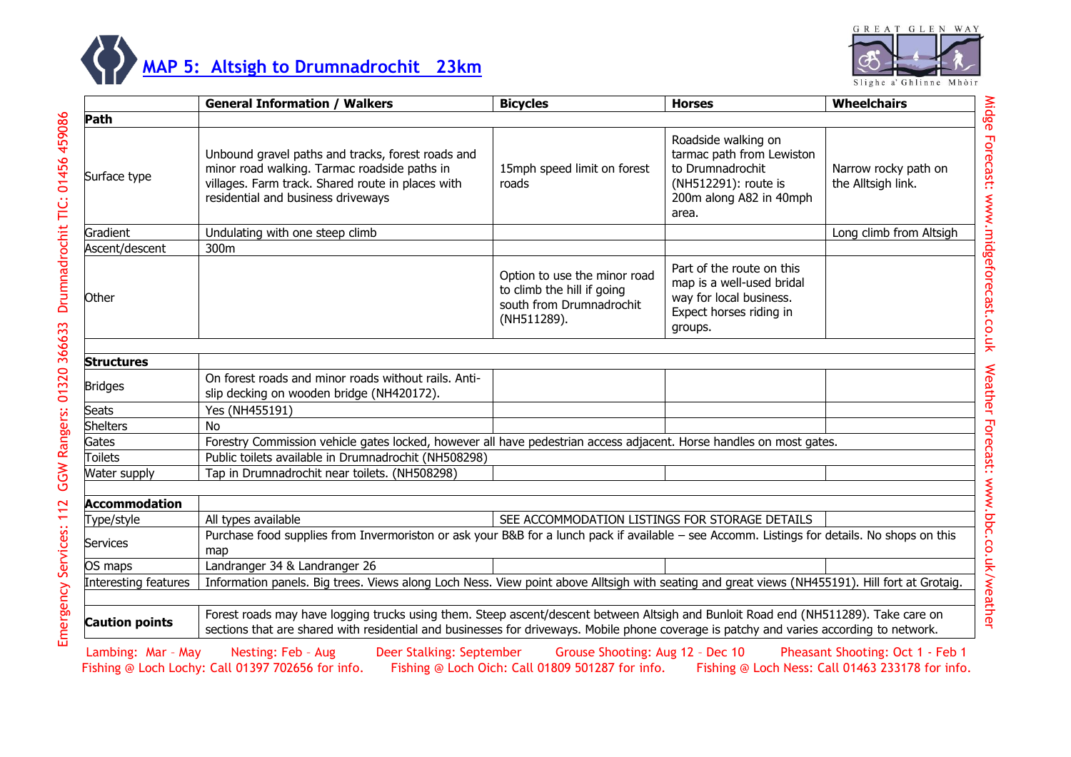# MAP 5: Altsigh to Drumnadrochit 23km

GREAT GLEN WAY
Slighe a' Ghlinne Mhòir

| | General Information / Walkers | Bicycles | Horses | Wheelchairs |
|---|---|---|---|---|
| **Path** | | | | |
| Surface type | Unbound gravel paths and tracks, forest roads and minor road walking. Tarmac roadside paths in villages. Farm track. Shared route in places with residential and business driveways | 15mph speed limit on forest roads | Roadside walking on tarmac path from Lewiston to Drumnadrochit (NH512291): route is 200m along A82 in 40mph area. | Narrow rocky path on the Alltsigh link. |
| Gradient | Undulating with one steep climb | | | Long climb from Altsigh |
| Ascent/descent | 300m | | | |
| Other | | Option to use the minor road to climb the hill if going south from Drumnadrochit (NH511289). | Part of the route on this map is a well-used bridal way for local business. Expect horses riding in groups. | |
| **Structures** | | | | |
| Bridges | On forest roads and minor roads without rails. Anti-slip decking on wooden bridge (NH420172). | | | |
| Seats | Yes (NH455191) | | | |
| Shelters | No | | | |
| Gates | Forestry Commission vehicle gates locked, however all have pedestrian access adjacent. Horse handles on most gates. | | | |
| Toilets | Public toilets available in Drumnadrochit (NH508298) | | | |
| Water supply | Tap in Drumnadrochit near toilets. (NH508298) | | | |
| **Accommodation** | | | | |
| Type/style | All types available | SEE ACCOMMODATION LISTINGS FOR STORAGE DETAILS | | |
| Services | Purchase food supplies from Invermoriston or ask your B&B for a lunch pack if available – see Accomm. Listings for details. No shops on this map | | | |
| OS maps | Landranger 34 & Landranger 26 | | | |
| Interesting features | Information panels. Big trees. Views along Loch Ness. View point above Alltsigh with seating and great views (NH455191). Hill fort at Grotaig. | | | |
| **Caution points** | Forest roads may have logging trucks using them. Steep ascent/descent between Altsigh and Bunloit Road end (NH511289). Take care on sections that are shared with residential and businesses for driveways. Mobile phone coverage is patchy and varies according to network. | | | |

Lambing: Mar – May Nesting: Feb – Aug Deer Stalking: September Grouse Shooting: Aug 12 – Dec 10 Pheasant Shooting: Oct 1 - Feb 1

Fishing @ Loch Lochy: Call 01397 702656 for info. Fishing @ Loch Oich: Call 01809 501287 for info. Fishing @ Loch Ness: Call 01463 233178 for info.

Emergency Services: 112 GGW Rangers: 01320 366633 Drumnadrochit TIC: 01456 459086

Midge Forecast: www.midgeforecast.co.uk Weather Forecast: www.bbc.co.uk/weather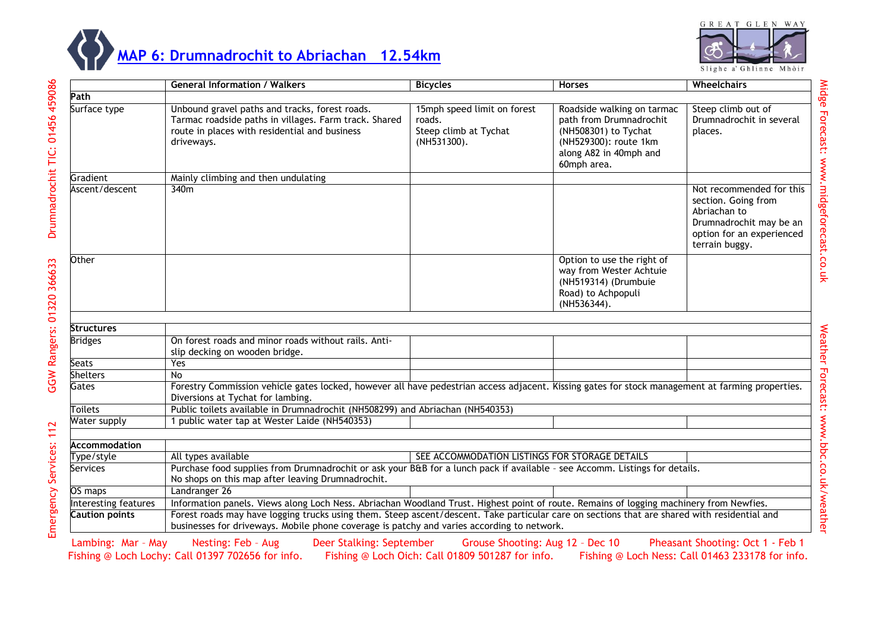# MAP 6: Drumnadrochit to Abriachan 12.54km

| | General Information / Walkers | Bicycles | Horses | Wheelchairs |
|---|---|---|---|---|
| **Path** | | | | |
| Surface type | Unbound gravel paths and tracks, forest roads. Tarmac roadside paths in villages. Farm track. Shared route in places with residential and business driveways. | 15mph speed limit on forest roads. Steep climb at Tychat (NH531300). | Roadside walking on tarmac path from Drumnadrochit (NH508301) to Tychat (NH529300): route 1km along A82 in 40mph and 60mph area. | Steep climb out of Drumnadrochit in several places. |
| Gradient | Mainly climbing and then undulating | | | |
| Ascent/descent | 340m | | | Not recommended for this section. Going from Abriachan to Drumnadrochit may be an option for an experienced terrain buggy. |
| Other | | | Option to use the right of way from Wester Achtuie (NH519314) (Drumbuie Road) to Achpopuli (NH536344). | |
| | | | | |
| **Structures** | | | | |
| Bridges | On forest roads and minor roads without rails. Anti-slip decking on wooden bridge. | | | |
| Seats | Yes | | | |
| Shelters | No | | | |
| Gates | Forestry Commission vehicle gates locked, however all have pedestrian access adjacent. Kissing gates for stock management at farming properties. Diversions at Tychat for lambing. | | | |
| Toilets | Public toilets available in Drumnadrochit (NH508299) and Abriachan (NH540353) | | | |
| Water supply | 1 public water tap at Wester Laide (NH540353) | | | |
| | | | | |
| **Accommodation** | | | | |
| Type/style | All types available | SEE ACCOMMODATION LISTINGS FOR STORAGE DETAILS | | |
| Services | Purchase food supplies from Drumnadrochit or ask your B&B for a lunch pack if available – see Accomm. Listings for details. No shops on this map after leaving Drumnadrochit. | | | |
| OS maps | Landranger 26 | | | |
| Interesting features | Information panels. Views along Loch Ness. Abriachan Woodland Trust. Highest point of route. Remains of logging machinery from Newfies. | | | |
| **Caution points** | Forest roads may have logging trucks using them. Steep ascent/descent. Take particular care on sections that are shared with residential and businesses for driveways. Mobile phone coverage is patchy and varies according to network. | | | |

Lambing: Mar – May    Nesting: Feb – Aug    Deer Stalking: September    Grouse Shooting: Aug 12 – Dec 10    Pheasant Shooting: Oct 1 - Feb 1

Fishing @ Loch Lochy: Call 01397 702656 for info.    Fishing @ Loch Oich: Call 01809 501287 for info.    Fishing @ Loch Ness: Call 01463 233178 for info.

Emergency Services: 112    GGW Rangers: 01320 366633    Drumnadrochit TIC: 01456 459086

Midge Forecast: www.midgeforecast.co.uk    Weather Forecast: www.bbc.co.uk/weather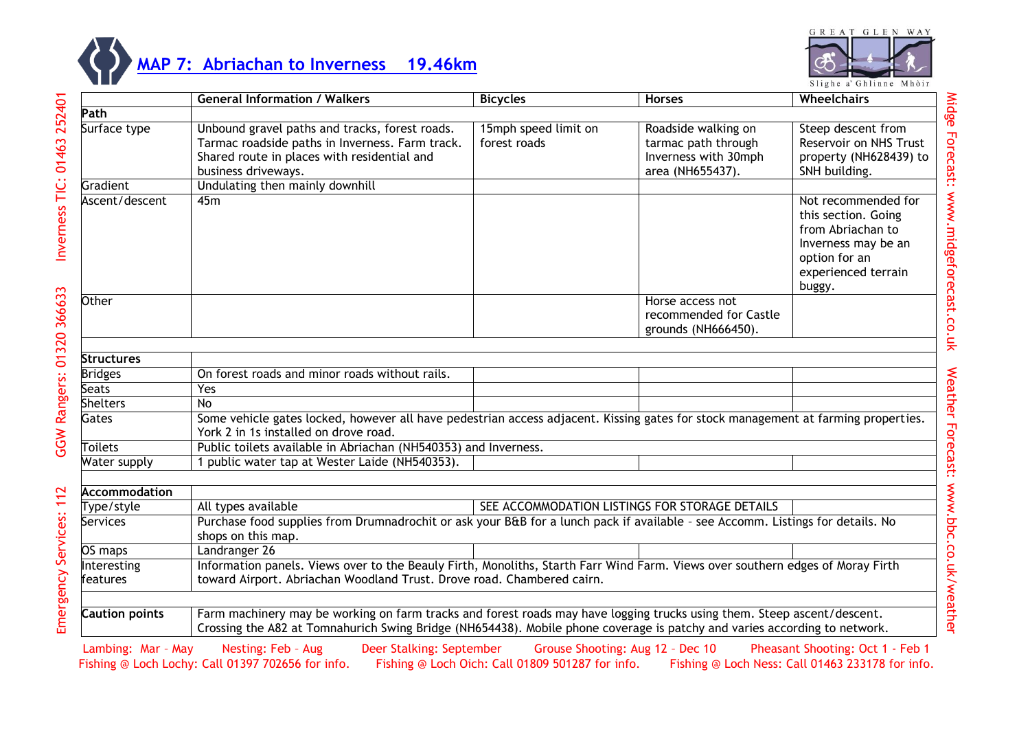# MAP 7: Abriachan to Inverness 19.46km

| | General Information / Walkers | Bicycles | Horses | Wheelchairs |
|---|---|---|---|---|
| **Path** | | | | |
| Surface type | Unbound gravel paths and tracks, forest roads. Tarmac roadside paths in Inverness. Farm track. Shared route in places with residential and business driveways. | 15mph speed limit on forest roads | Roadside walking on tarmac path through Inverness with 30mph area (NH655437). | Steep descent from Reservoir on NHS Trust property (NH628439) to SNH building. |
| Gradient | Undulating then mainly downhill | | | |
| Ascent/descent | 45m | | | Not recommended for this section. Going from Abriachan to Inverness may be an option for an experienced terrain buggy. |
| Other | | | Horse access not recommended for Castle grounds (NH666450). | |
| **Structures** | | | | |
| Bridges | On forest roads and minor roads without rails. | | | |
| Seats | Yes | | | |
| Shelters | No | | | |
| Gates | Some vehicle gates locked, however all have pedestrian access adjacent. Kissing gates for stock management at farming properties. York 2 in 1s installed on drove road. | | | |
| Toilets | Public toilets available in Abriachan (NH540353) and Inverness. | | | |
| Water supply | 1 public water tap at Wester Laide (NH540353). | | | |
| **Accommodation** | | | | |
| Type/style | All types available | SEE ACCOMMODATION LISTINGS FOR STORAGE DETAILS | | |
| Services | Purchase food supplies from Drumnadrochit or ask your B&B for a lunch pack if available - see Accomm. Listings for details. No shops on this map. | | | |
| OS maps | Landranger 26 | | | |
| Interesting features | Information panels. Views over to the Beauly Firth, Monoliths, Starth Farr Wind Farm. Views over southern edges of Moray Firth toward Airport. Abriachan Woodland Trust. Drove road. Chambered cairn. | | | |
| **Caution points** | Farm machinery may be working on farm tracks and forest roads may have logging trucks using them. Steep ascent/descent. Crossing the A82 at Tomnahurich Swing Bridge (NH654438). Mobile phone coverage is patchy and varies according to network. | | | |

Lambing: Mar – May  Nesting: Feb – Aug  Deer Stalking: September  Grouse Shooting: Aug 12 – Dec 10  Pheasant Shooting: Oct 1 - Feb 1

Fishing @ Loch Lochy: Call 01397 702656 for info.  Fishing @ Loch Oich: Call 01809 501287 for info.  Fishing @ Loch Ness: Call 01463 233178 for info.

Inverness TIC: 01463 252401  GGW Rangers: 01320 366633  Emergency Services: 112

Midge Forecast: www.midgeforecast.co.uk  Weather Forecast: www.bbc.co.uk/weather